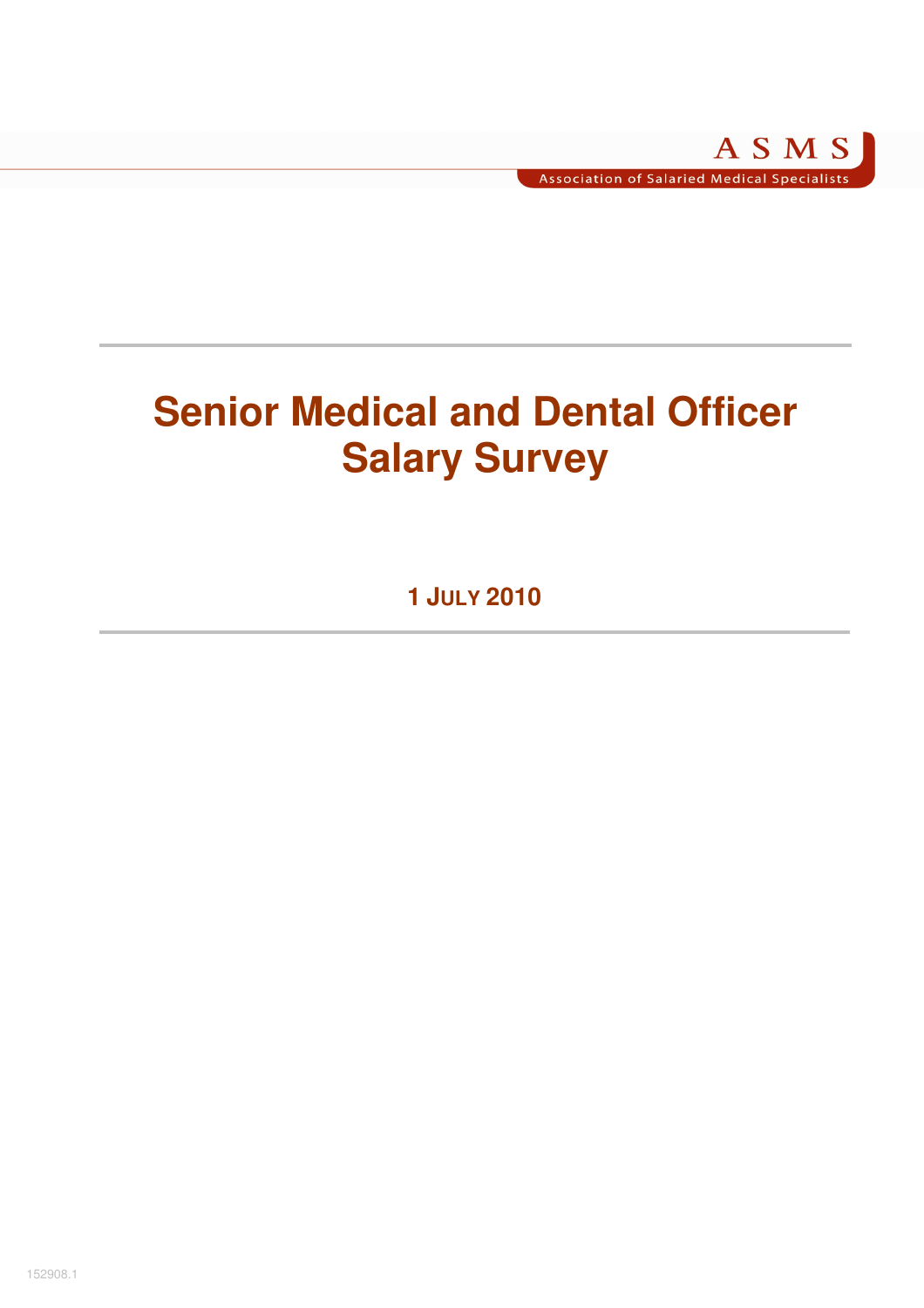ASMS

Association of Salaried Medical Specialists

# Senior Medical and Dental Officer Salary Survey

**1 JULY 2010**

152908.1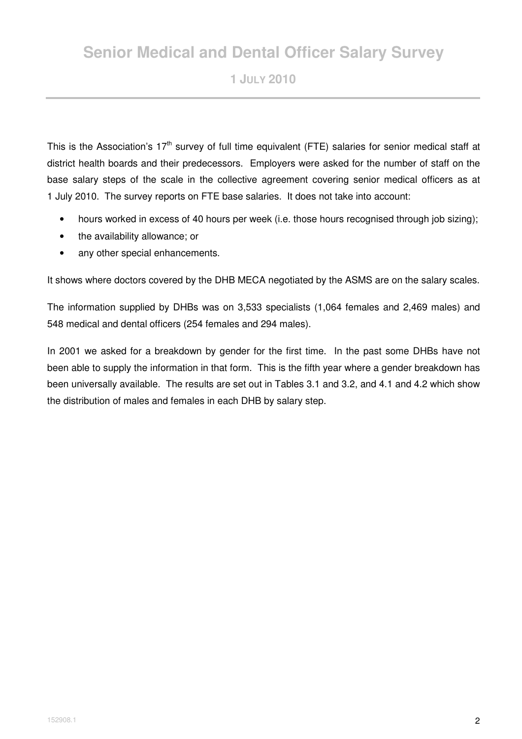# Senior Medical and Dental Officer Salary Survey

## 1 July 2010

This is the Association's 17th survey of full time equivalent (FTE) salaries for senior medical staff at district health boards and their predecessors. Employers were asked for the number of staff on the base salary steps of the scale in the collective agreement covering senior medical officers as at 1 July 2010. The survey reports on FTE base salaries. It does not take into account:

- hours worked in excess of 40 hours per week (i.e. those hours recognised through job sizing);
- the availability allowance; or
- any other special enhancements.

It shows where doctors covered by the DHB MECA negotiated by the ASMS are on the salary scales.

The information supplied by DHBs was on 3,533 specialists (1,064 females and 2,469 males) and 548 medical and dental officers (254 females and 294 males).

In 2001 we asked for a breakdown by gender for the first time. In the past some DHBs have not been able to supply the information in that form. This is the fifth year where a gender breakdown has been universally available. The results are set out in Tables 3.1 and 3.2, and 4.1 and 4.2 which show the distribution of males and females in each DHB by salary step.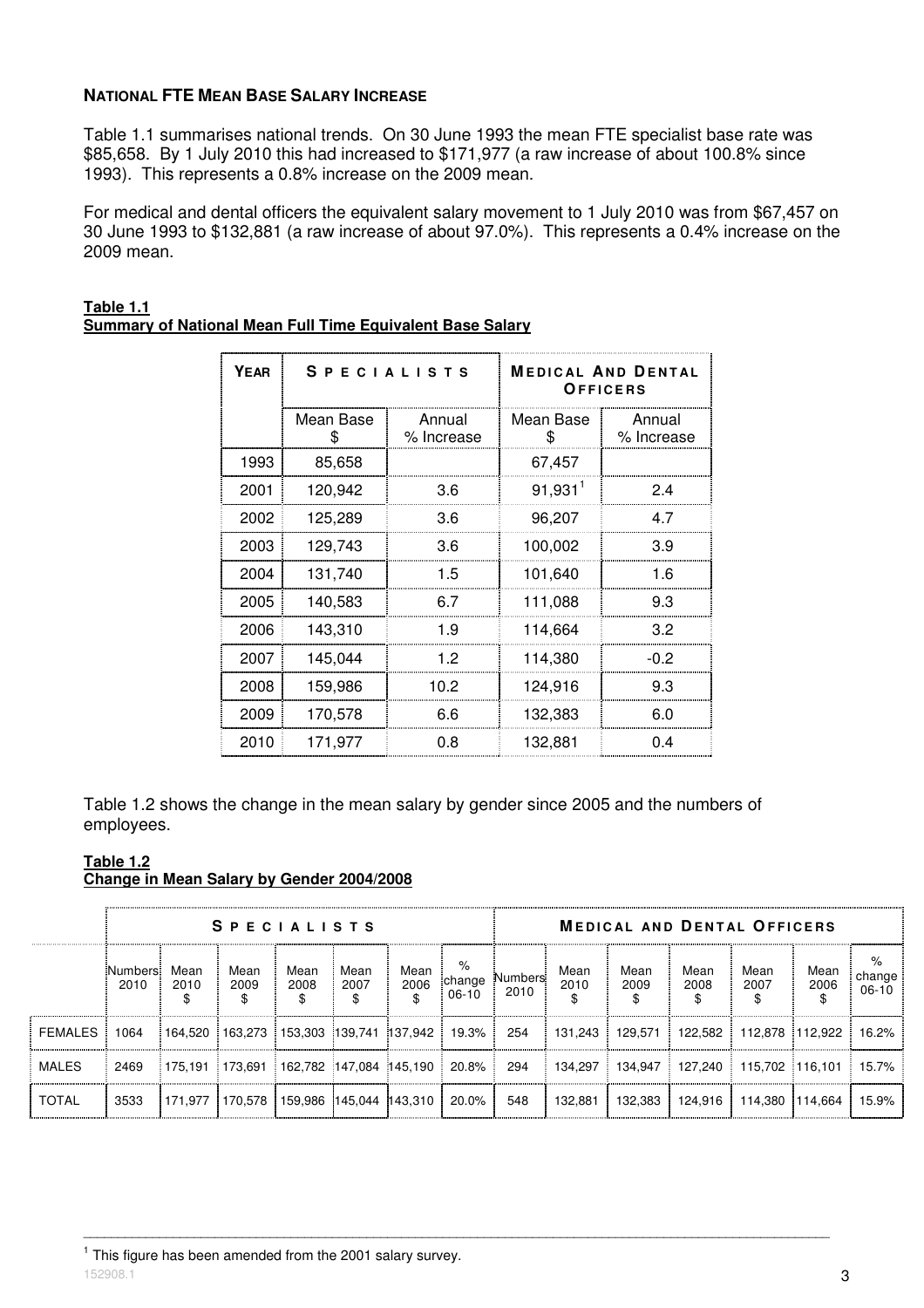**NATIONAL FTE MEAN BASE SALARY INCREASE**

Table 1.1 summarises national trends. On 30 June 1993 the mean FTE specialist base rate was \$85,658. By 1 July 2010 this had increased to \$171,977 (a raw increase of about 100.8% since 1993). This represents a 0.8% increase on the 2009 mean.

For medical and dental officers the equivalent salary movement to 1 July 2010 was from \$67,457 on 30 June 1993 to \$132,881 (a raw increase of about 97.0%). This represents a 0.4% increase on the 2009 mean.

**Table 1.1**
**Summary of National Mean Full Time Equivalent Base Salary**

| YEAR | SPECIALISTS | | MEDICAL AND DENTAL OFFICERS | |
|---|---|---|---|---|
| | Mean Base \$ | Annual % Increase | Mean Base \$ | Annual % Increase |
| 1993 | 85,658 | | 67,457 | |
| 2001 | 120,942 | 3.6 | 91,931[1] | 2.4 |
| 2002 | 125,289 | 3.6 | 96,207 | 4.7 |
| 2003 | 129,743 | 3.6 | 100,002 | 3.9 |
| 2004 | 131,740 | 1.5 | 101,640 | 1.6 |
| 2005 | 140,583 | 6.7 | 111,088 | 9.3 |
| 2006 | 143,310 | 1.9 | 114,664 | 3.2 |
| 2007 | 145,044 | 1.2 | 114,380 | -0.2 |
| 2008 | 159,986 | 10.2 | 124,916 | 9.3 |
| 2009 | 170,578 | 6.6 | 132,383 | 6.0 |
| 2010 | 171,977 | 0.8 | 132,881 | 0.4 |

Table 1.2 shows the change in the mean salary by gender since 2005 and the numbers of employees.

**Table 1.2**
**Change in Mean Salary by Gender 2004/2008**

| | SPECIALISTS | | | | | | | MEDICAL AND DENTAL OFFICERS | | | | | | |
|---|---|---|---|---|---|---|---|---|---|---|---|---|---|---|
| | Numbers 2010 | Mean 2010 \$ | Mean 2009 \$ | Mean 2008 \$ | Mean 2007 \$ | Mean 2006 \$ | % change 06-10 | Numbers 2010 | Mean 2010 \$ | Mean 2009 \$ | Mean 2008 \$ | Mean 2007 \$ | Mean 2006 \$ | % change 06-10 |
| FEMALES | 1064 | 164,520 | 163,273 | 153,303 | 139,741 | 137,942 | 19.3% | 254 | 131,243 | 129,571 | 122,582 | 112,878 | 112,922 | 16.2% |
| MALES | 2469 | 175,191 | 173,691 | 162,782 | 147,084 | 145,190 | 20.8% | 294 | 134,297 | 134,947 | 127,240 | 115,702 | 116,101 | 15.7% |
| TOTAL | 3533 | 171,977 | 170,578 | 159,986 | 145,044 | 143,310 | 20.0% | 548 | 132,881 | 132,383 | 124,916 | 114,380 | 114,664 | 15.9% |

[1] This figure has been amended from the 2001 salary survey.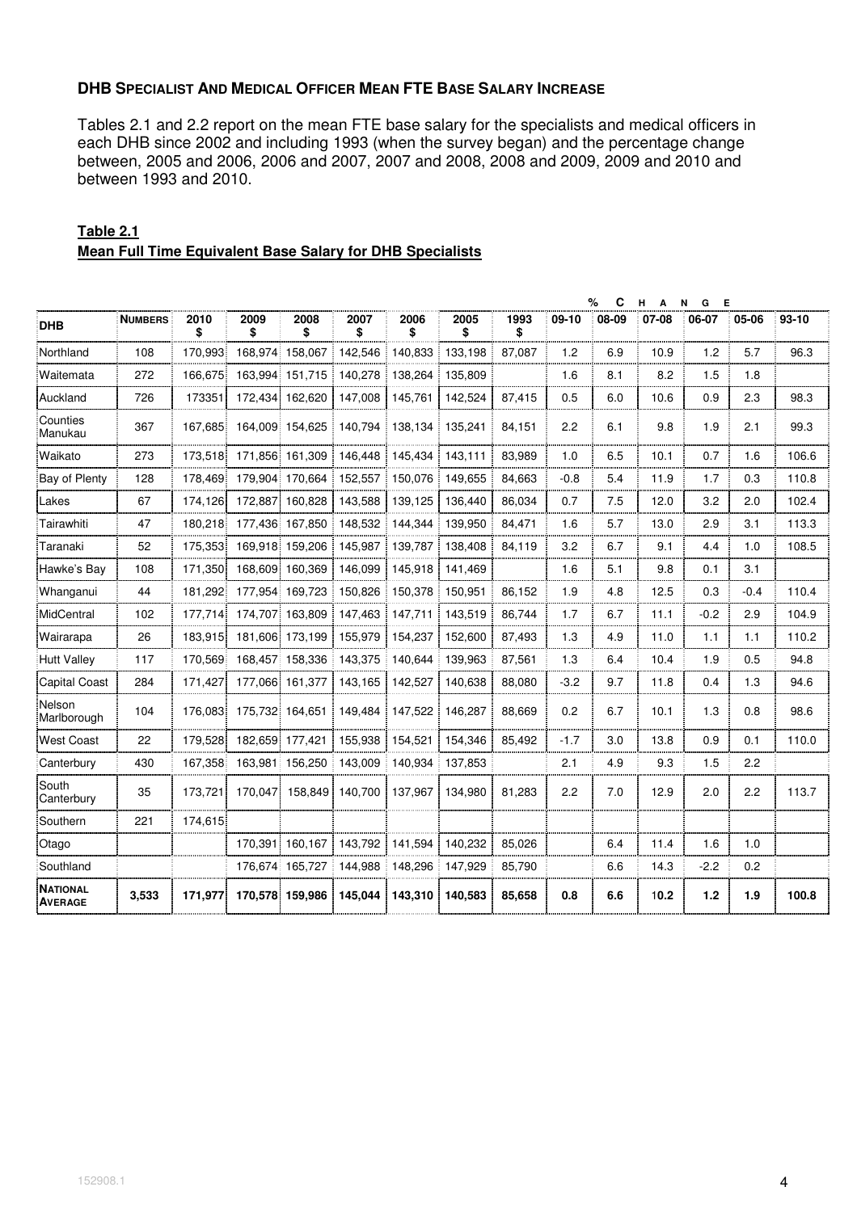### DHB Specialist and Medical Officer Mean FTE Base Salary Increase

Tables 2.1 and 2.2 report on the mean FTE base salary for the specialists and medical officers in each DHB since 2002 and including 1993 (when the survey began) and the percentage change between, 2005 and 2006, 2006 and 2007, 2007 and 2008, 2008 and 2009, 2009 and 2010 and between 1993 and 2010.

**Table 2.1**
**Mean Full Time Equivalent Base Salary for DHB Specialists**

| DHB | Numbers | 2010 $ | 2009 $ | 2008 $ | 2007 $ | 2006 $ | 2005 $ | 1993 $ | % Change 09-10 | 08-09 | 07-08 | 06-07 | 05-06 | 93-10 |
|---|---|---|---|---|---|---|---|---|---|---|---|---|---|---|
| Northland | 108 | 170,993 | 168,974 | 158,067 | 142,546 | 140,833 | 133,198 | 87,087 | 1.2 | 6.9 | 10.9 | 1.2 | 5.7 | 96.3 |
| Waitemata | 272 | 166,675 | 163,994 | 151,715 | 140,278 | 138,264 | 135,809 | | 1.6 | 8.1 | 8.2 | 1.5 | 1.8 | |
| Auckland | 726 | 173351 | 172,434 | 162,620 | 147,008 | 145,761 | 142,524 | 87,415 | 0.5 | 6.0 | 10.6 | 0.9 | 2.3 | 98.3 |
| Counties Manukau | 367 | 167,685 | 164,009 | 154,625 | 140,794 | 138,134 | 135,241 | 84,151 | 2.2 | 6.1 | 9.8 | 1.9 | 2.1 | 99.3 |
| Waikato | 273 | 173,518 | 171,856 | 161,309 | 146,448 | 145,434 | 143,111 | 83,989 | 1.0 | 6.5 | 10.1 | 0.7 | 1.6 | 106.6 |
| Bay of Plenty | 128 | 178,469 | 179,904 | 170,664 | 152,557 | 150,076 | 149,655 | 84,663 | -0.8 | 5.4 | 11.9 | 1.7 | 0.3 | 110.8 |
| Lakes | 67 | 174,126 | 172,887 | 160,828 | 143,588 | 139,125 | 136,440 | 86,034 | 0.7 | 7.5 | 12.0 | 3.2 | 2.0 | 102.4 |
| Tairawhiti | 47 | 180,218 | 177,436 | 167,850 | 148,532 | 144,344 | 139,950 | 84,471 | 1.6 | 5.7 | 13.0 | 2.9 | 3.1 | 113.3 |
| Taranaki | 52 | 175,353 | 169,918 | 159,206 | 145,987 | 139,787 | 138,408 | 84,119 | 3.2 | 6.7 | 9.1 | 4.4 | 1.0 | 108.5 |
| Hawke's Bay | 108 | 171,350 | 168,609 | 160,369 | 146,099 | 145,918 | 141,469 | | 1.6 | 5.1 | 9.8 | 0.1 | 3.1 | |
| Whanganui | 44 | 181,292 | 177,954 | 169,723 | 150,826 | 150,378 | 150,951 | 86,152 | 1.9 | 4.8 | 12.5 | 0.3 | -0.4 | 110.4 |
| MidCentral | 102 | 177,714 | 174,707 | 163,809 | 147,463 | 147,711 | 143,519 | 86,744 | 1.7 | 6.7 | 11.1 | -0.2 | 2.9 | 104.9 |
| Wairarapa | 26 | 183,915 | 181,606 | 173,199 | 155,979 | 154,237 | 152,600 | 87,493 | 1.3 | 4.9 | 11.0 | 1.1 | 1.1 | 110.2 |
| Hutt Valley | 117 | 170,569 | 168,457 | 158,336 | 143,375 | 140,644 | 139,963 | 87,561 | 1.3 | 6.4 | 10.4 | 1.9 | 0.5 | 94.8 |
| Capital Coast | 284 | 171,427 | 177,066 | 161,377 | 143,165 | 142,527 | 140,638 | 88,080 | -3.2 | 9.7 | 11.8 | 0.4 | 1.3 | 94.6 |
| Nelson Marlborough | 104 | 176,083 | 175,732 | 164,651 | 149,484 | 147,522 | 146,287 | 88,669 | 0.2 | 6.7 | 10.1 | 1.3 | 0.8 | 98.6 |
| West Coast | 22 | 179,528 | 182,659 | 177,421 | 155,938 | 154,521 | 154,346 | 85,492 | -1.7 | 3.0 | 13.8 | 0.9 | 0.1 | 110.0 |
| Canterbury | 430 | 167,358 | 163,981 | 156,250 | 143,009 | 140,934 | 137,853 | | 2.1 | 4.9 | 9.3 | 1.5 | 2.2 | |
| South Canterbury | 35 | 173,721 | 170,047 | 158,849 | 140,700 | 137,967 | 134,980 | 81,283 | 2.2 | 7.0 | 12.9 | 2.0 | 2.2 | 113.7 |
| Southern | 221 | 174,615 | | | | | | | | | | | | |
| Otago | | | 170,391 | 160,167 | 143,792 | 141,594 | 140,232 | 85,026 | | 6.4 | 11.4 | 1.6 | 1.0 | |
| Southland | | | 176,674 | 165,727 | 144,988 | 148,296 | 147,929 | 85,790 | | 6.6 | 14.3 | -2.2 | 0.2 | |
| **National Average** | **3,533** | **171,977** | **170,578** | **159,986** | **145,044** | **143,310** | **140,583** | **85,658** | **0.8** | **6.6** | **10.2** | **1.2** | **1.9** | **100.8** |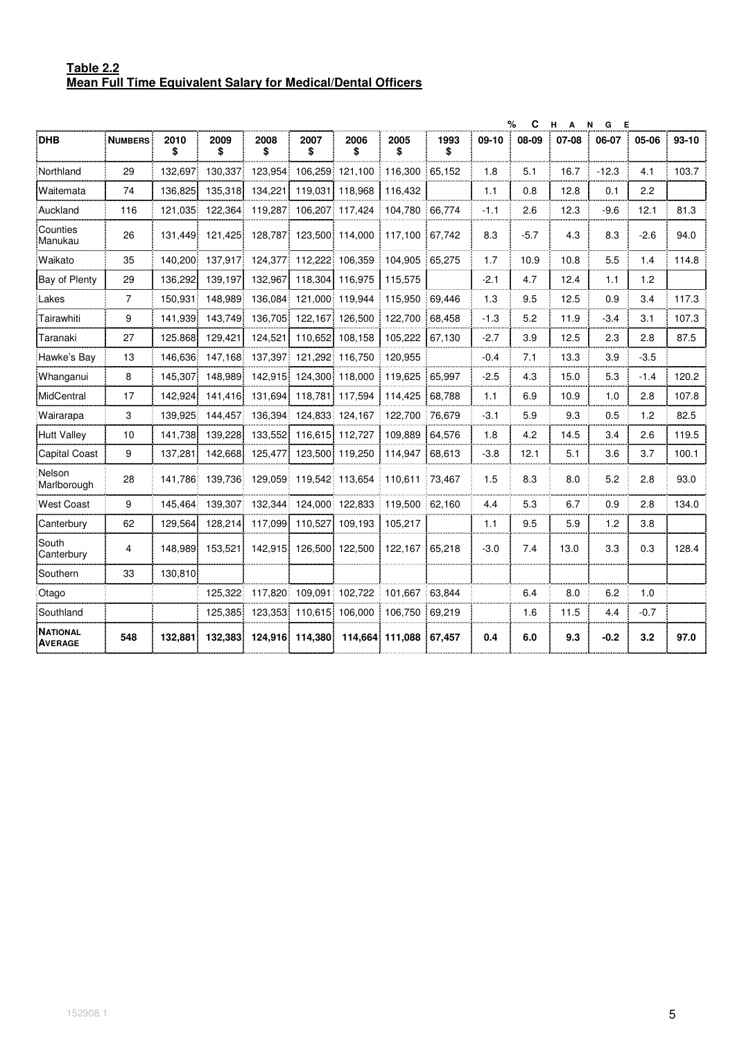**Table 2.2**
**Mean Full Time Equivalent Salary for Medical/Dental Officers**

| | | | | | | | | | % CHANGE | | | | | |
|---|---|---|---|---|---|---|---|---|---|---|---|---|---|---|
| **DHB** | **NUMBERS** | **2010 $** | **2009 $** | **2008 $** | **2007 $** | **2006 $** | **2005 $** | **1993 $** | **09-10** | **08-09** | **07-08** | **06-07** | **05-06** | **93-10** |
| Northland | 29 | 132,697 | 130,337 | 123,954 | 106,259 | 121,100 | 116,300 | 65,152 | 1.8 | 5.1 | 16.7 | -12.3 | 4.1 | 103.7 |
| Waitemata | 74 | 136,825 | 135,318 | 134,221 | 119,031 | 118,968 | 116,432 | | 1.1 | 0.8 | 12.8 | 0.1 | 2.2 | |
| Auckland | 116 | 121,035 | 122,364 | 119,287 | 106,207 | 117,424 | 104,780 | 66,774 | -1.1 | 2.6 | 12.3 | -9.6 | 12.1 | 81.3 |
| Counties Manukau | 26 | 131,449 | 121,425 | 128,787 | 123,500 | 114,000 | 117,100 | 67,742 | 8.3 | -5.7 | 4.3 | 8.3 | -2.6 | 94.0 |
| Waikato | 35 | 140,200 | 137,917 | 124,377 | 112,222 | 106,359 | 104,905 | 65,275 | 1.7 | 10.9 | 10.8 | 5.5 | 1.4 | 114.8 |
| Bay of Plenty | 29 | 136,292 | 139,197 | 132,967 | 118,304 | 116,975 | 115,575 | | -2.1 | 4.7 | 12.4 | 1.1 | 1.2 | |
| Lakes | 7 | 150,931 | 148,989 | 136,084 | 121,000 | 119,944 | 115,950 | 69,446 | 1.3 | 9.5 | 12.5 | 0.9 | 3.4 | 117.3 |
| Tairawhiti | 9 | 141,939 | 143,749 | 136,705 | 122,167 | 126,500 | 122,700 | 68,458 | -1.3 | 5.2 | 11.9 | -3.4 | 3.1 | 107.3 |
| Taranaki | 27 | 125,868 | 129,421 | 124,521 | 110,652 | 108,158 | 105,222 | 67,130 | -2.7 | 3.9 | 12.5 | 2.3 | 2.8 | 87.5 |
| Hawke's Bay | 13 | 146,636 | 147,168 | 137,397 | 121,292 | 116,750 | 120,955 | | -0.4 | 7.1 | 13.3 | 3.9 | -3.5 | |
| Whanganui | 8 | 145,307 | 148,989 | 142,915 | 124,300 | 118,000 | 119,625 | 65,997 | -2.5 | 4.3 | 15.0 | 5.3 | -1.4 | 120.2 |
| MidCentral | 17 | 142,924 | 141,416 | 131,694 | 118,781 | 117,594 | 114,425 | 68,788 | 1.1 | 6.9 | 10.9 | 1.0 | 2.8 | 107.8 |
| Wairarapa | 3 | 139,925 | 144,457 | 136,394 | 124,833 | 124,167 | 122,700 | 76,679 | -3.1 | 5.9 | 9.3 | 0.5 | 1.2 | 82.5 |
| Hutt Valley | 10 | 141,738 | 139,228 | 133,552 | 116,615 | 112,727 | 109,889 | 64,576 | 1.8 | 4.2 | 14.5 | 3.4 | 2.6 | 119.5 |
| Capital Coast | 9 | 137,281 | 142,668 | 125,477 | 123,500 | 119,250 | 114,947 | 68,613 | -3.8 | 12.1 | 5.1 | 3.6 | 3.7 | 100.1 |
| Nelson Marlborough | 28 | 141,786 | 139,736 | 129,059 | 119,542 | 113,654 | 110,611 | 73,467 | 1.5 | 8.3 | 8.0 | 5.2 | 2.8 | 93.0 |
| West Coast | 9 | 145,464 | 139,307 | 132,344 | 124,000 | 122,833 | 119,500 | 62,160 | 4.4 | 5.3 | 6.7 | 0.9 | 2.8 | 134.0 |
| Canterbury | 62 | 129,564 | 128,214 | 117,099 | 110,527 | 109,193 | 105,217 | | 1.1 | 9.5 | 5.9 | 1.2 | 3.8 | |
| South Canterbury | 4 | 148,989 | 153,521 | 142,915 | 126,500 | 122,500 | 122,167 | 65,218 | -3.0 | 7.4 | 13.0 | 3.3 | 0.3 | 128.4 |
| Southern | 33 | 130,810 | | | | | | | | | | | | |
| Otago | | | 125,322 | 117,820 | 109,091 | 102,722 | 101,667 | 63,844 | | 6.4 | 8.0 | 6.2 | 1.0 | |
| Southland | | | 125,385 | 123,353 | 110,615 | 106,000 | 106,750 | 69,219 | | 1.6 | 11.5 | 4.4 | -0.7 | |
| **NATIONAL AVERAGE** | **548** | **132,881** | **132,383** | **124,916** | **114,380** | **114,664** | **111,088** | **67,457** | **0.4** | **6.0** | **9.3** | **-0.2** | **3.2** | **97.0** |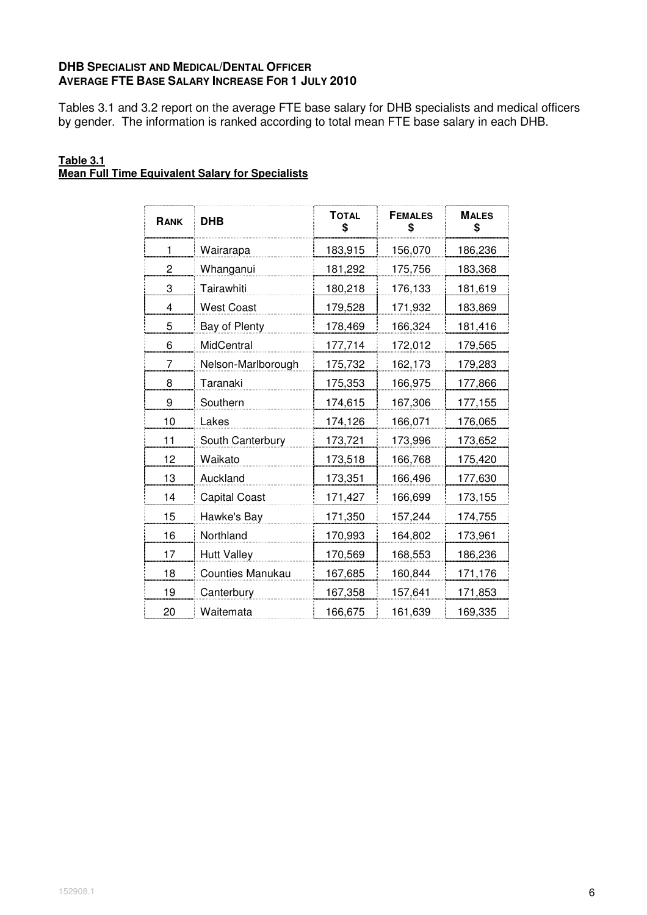**DHB SPECIALIST AND MEDICAL/DENTAL OFFICER**
**AVERAGE FTE BASE SALARY INCREASE FOR 1 JULY 2010**

Tables 3.1 and 3.2 report on the average FTE base salary for DHB specialists and medical officers by gender. The information is ranked according to total mean FTE base salary in each DHB.

**Table 3.1**
**Mean Full Time Equivalent Salary for Specialists**

| RANK | DHB | TOTAL $ | FEMALES $ | MALES $ |
|---|---|---|---|---|
| 1 | Wairarapa | 183,915 | 156,070 | 186,236 |
| 2 | Whanganui | 181,292 | 175,756 | 183,368 |
| 3 | Tairawhiti | 180,218 | 176,133 | 181,619 |
| 4 | West Coast | 179,528 | 171,932 | 183,869 |
| 5 | Bay of Plenty | 178,469 | 166,324 | 181,416 |
| 6 | MidCentral | 177,714 | 172,012 | 179,565 |
| 7 | Nelson-Marlborough | 175,732 | 162,173 | 179,283 |
| 8 | Taranaki | 175,353 | 166,975 | 177,866 |
| 9 | Southern | 174,615 | 167,306 | 177,155 |
| 10 | Lakes | 174,126 | 166,071 | 176,065 |
| 11 | South Canterbury | 173,721 | 173,996 | 173,652 |
| 12 | Waikato | 173,518 | 166,768 | 175,420 |
| 13 | Auckland | 173,351 | 166,496 | 177,630 |
| 14 | Capital Coast | 171,427 | 166,699 | 173,155 |
| 15 | Hawke's Bay | 171,350 | 157,244 | 174,755 |
| 16 | Northland | 170,993 | 164,802 | 173,961 |
| 17 | Hutt Valley | 170,569 | 168,553 | 186,236 |
| 18 | Counties Manukau | 167,685 | 160,844 | 171,176 |
| 19 | Canterbury | 167,358 | 157,641 | 171,853 |
| 20 | Waitemata | 166,675 | 161,639 | 169,335 |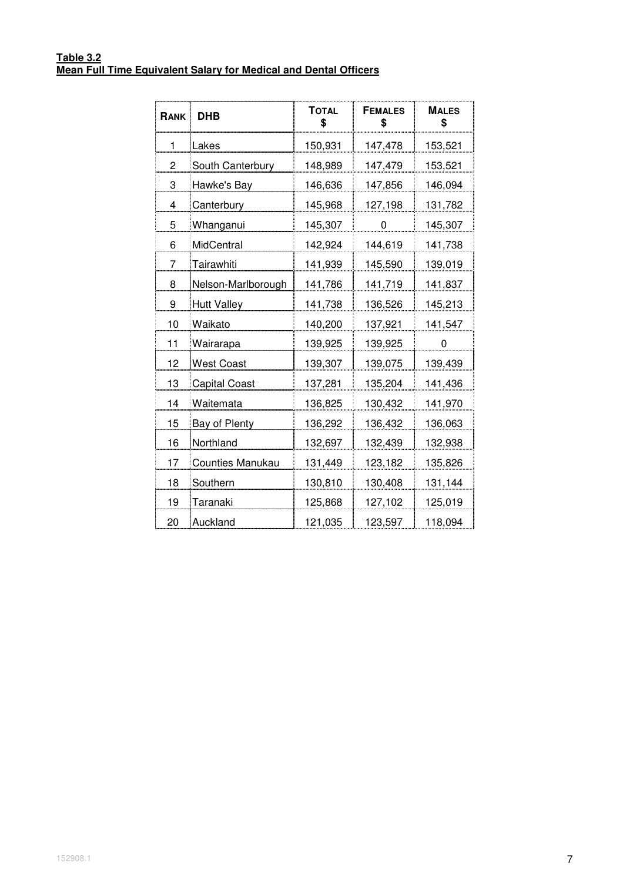**Table 3.2**
**Mean Full Time Equivalent Salary for Medical and Dental Officers**

| RANK | DHB | TOTAL $ | FEMALES $ | MALES $ |
|---|---|---|---|---|
| 1 | Lakes | 150,931 | 147,478 | 153,521 |
| 2 | South Canterbury | 148,989 | 147,479 | 153,521 |
| 3 | Hawke's Bay | 146,636 | 147,856 | 146,094 |
| 4 | Canterbury | 145,968 | 127,198 | 131,782 |
| 5 | Whanganui | 145,307 | 0 | 145,307 |
| 6 | MidCentral | 142,924 | 144,619 | 141,738 |
| 7 | Tairawhiti | 141,939 | 145,590 | 139,019 |
| 8 | Nelson-Marlborough | 141,786 | 141,719 | 141,837 |
| 9 | Hutt Valley | 141,738 | 136,526 | 145,213 |
| 10 | Waikato | 140,200 | 137,921 | 141,547 |
| 11 | Wairarapa | 139,925 | 139,925 | 0 |
| 12 | West Coast | 139,307 | 139,075 | 139,439 |
| 13 | Capital Coast | 137,281 | 135,204 | 141,436 |
| 14 | Waitemata | 136,825 | 130,432 | 141,970 |
| 15 | Bay of Plenty | 136,292 | 136,432 | 136,063 |
| 16 | Northland | 132,697 | 132,439 | 132,938 |
| 17 | Counties Manukau | 131,449 | 123,182 | 135,826 |
| 18 | Southern | 130,810 | 130,408 | 131,144 |
| 19 | Taranaki | 125,868 | 127,102 | 125,019 |
| 20 | Auckland | 121,035 | 123,597 | 118,094 |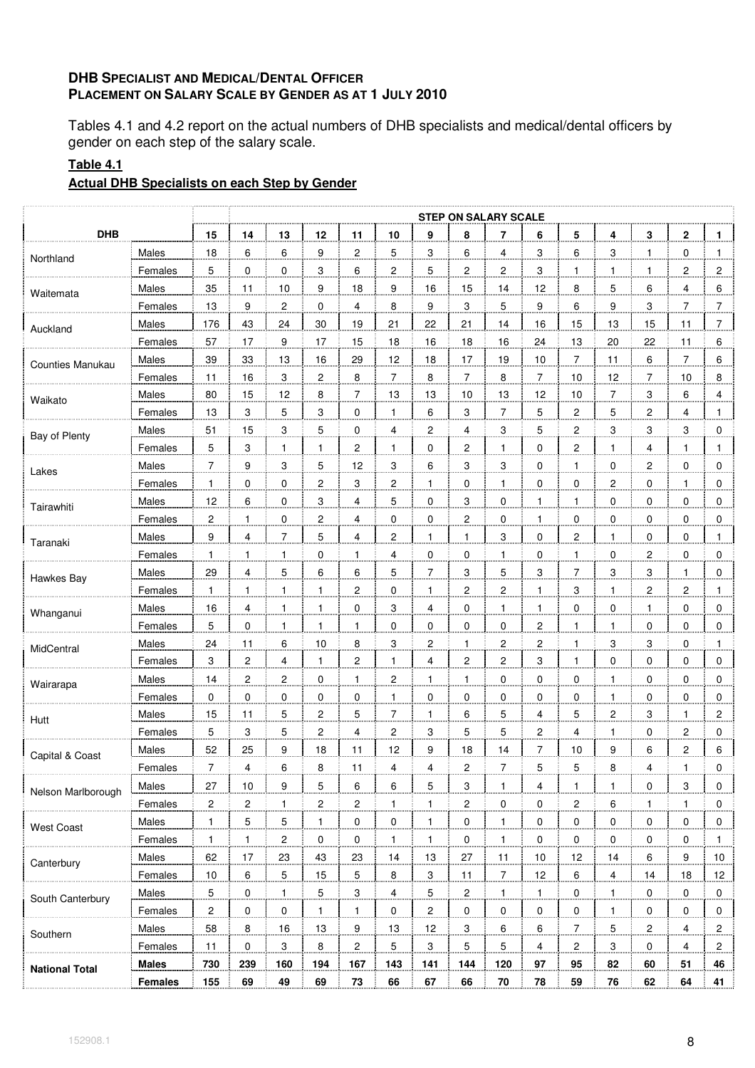**DHB SPECIALIST AND MEDICAL/DENTAL OFFICER**
**PLACEMENT ON SALARY SCALE BY GENDER AS AT 1 JULY 2010**

Tables 4.1 and 4.2 report on the actual numbers of DHB specialists and medical/dental officers by gender on each step of the salary scale.

**Table 4.1**

**Actual DHB Specialists on each Step by Gender**

| DHB | | STEP ON SALARY SCALE | | | | | | | | | | | | | | |
|---|---|---|---|---|---|---|---|---|---|---|---|---|---|---|---|---|
| | | 15 | 14 | 13 | 12 | 11 | 10 | 9 | 8 | 7 | 6 | 5 | 4 | 3 | 2 | 1 |
| Northland | Males | 18 | 6 | 6 | 9 | 2 | 5 | 3 | 6 | 4 | 3 | 6 | 3 | 1 | 0 | 1 |
| | Females | 5 | 0 | 0 | 3 | 6 | 2 | 5 | 2 | 2 | 3 | 1 | 1 | 1 | 2 | 2 |
| Waitemata | Males | 35 | 11 | 10 | 9 | 18 | 9 | 16 | 15 | 14 | 12 | 8 | 5 | 6 | 4 | 6 |
| | Females | 13 | 9 | 2 | 0 | 4 | 8 | 9 | 3 | 5 | 9 | 6 | 9 | 3 | 7 | 7 |
| Auckland | Males | 176 | 43 | 24 | 30 | 19 | 21 | 22 | 21 | 14 | 16 | 15 | 13 | 15 | 11 | 7 |
| | Females | 57 | 17 | 9 | 17 | 15 | 18 | 16 | 18 | 16 | 24 | 13 | 20 | 22 | 11 | 6 |
| Counties Manukau | Males | 39 | 33 | 13 | 16 | 29 | 12 | 18 | 17 | 19 | 10 | 7 | 11 | 6 | 7 | 6 |
| | Females | 11 | 16 | 3 | 2 | 8 | 7 | 8 | 7 | 8 | 7 | 10 | 12 | 7 | 10 | 8 |
| Waikato | Males | 80 | 15 | 12 | 8 | 7 | 13 | 13 | 10 | 13 | 12 | 10 | 7 | 3 | 6 | 4 |
| | Females | 13 | 3 | 5 | 3 | 0 | 1 | 6 | 3 | 7 | 5 | 2 | 5 | 2 | 4 | 1 |
| Bay of Plenty | Males | 51 | 15 | 3 | 5 | 0 | 4 | 2 | 4 | 3 | 5 | 2 | 3 | 3 | 3 | 0 |
| | Females | 5 | 3 | 1 | 1 | 2 | 1 | 0 | 2 | 1 | 0 | 2 | 1 | 4 | 1 | 1 |
| Lakes | Males | 7 | 9 | 3 | 5 | 12 | 3 | 6 | 3 | 3 | 0 | 1 | 0 | 2 | 0 | 0 |
| | Females | 1 | 0 | 0 | 2 | 3 | 2 | 1 | 0 | 1 | 0 | 0 | 2 | 0 | 1 | 0 |
| Tairawhiti | Males | 12 | 6 | 0 | 3 | 4 | 5 | 0 | 3 | 0 | 1 | 1 | 0 | 0 | 0 | 0 |
| | Females | 2 | 1 | 0 | 2 | 4 | 0 | 0 | 2 | 0 | 1 | 0 | 0 | 0 | 0 | 0 |
| Taranaki | Males | 9 | 4 | 7 | 5 | 4 | 2 | 1 | 1 | 3 | 0 | 2 | 1 | 0 | 0 | 1 |
| | Females | 1 | 1 | 1 | 0 | 1 | 4 | 0 | 0 | 1 | 0 | 1 | 0 | 2 | 0 | 0 |
| Hawkes Bay | Males | 29 | 4 | 5 | 6 | 6 | 5 | 7 | 3 | 5 | 3 | 7 | 3 | 3 | 1 | 0 |
| | Females | 1 | 1 | 1 | 1 | 2 | 0 | 1 | 2 | 2 | 1 | 3 | 1 | 2 | 2 | 1 |
| Whanganui | Males | 16 | 4 | 1 | 1 | 0 | 3 | 4 | 0 | 1 | 1 | 0 | 0 | 1 | 0 | 0 |
| | Females | 5 | 0 | 1 | 1 | 1 | 0 | 0 | 0 | 0 | 2 | 1 | 1 | 0 | 0 | 0 |
| MidCentral | Males | 24 | 11 | 6 | 10 | 8 | 3 | 2 | 1 | 2 | 2 | 1 | 3 | 3 | 0 | 1 |
| | Females | 3 | 2 | 4 | 1 | 2 | 1 | 4 | 2 | 2 | 3 | 1 | 0 | 0 | 0 | 0 |
| Wairarapa | Males | 14 | 2 | 2 | 0 | 1 | 2 | 1 | 1 | 0 | 0 | 0 | 1 | 0 | 0 | 0 |
| | Females | 0 | 0 | 0 | 0 | 0 | 1 | 0 | 0 | 0 | 0 | 0 | 1 | 0 | 0 | 0 |
| Hutt | Males | 15 | 11 | 5 | 2 | 5 | 7 | 1 | 6 | 5 | 4 | 5 | 2 | 3 | 1 | 2 |
| | Females | 5 | 3 | 5 | 2 | 4 | 2 | 3 | 5 | 5 | 2 | 4 | 1 | 0 | 2 | 0 |
| Capital & Coast | Males | 52 | 25 | 9 | 18 | 11 | 12 | 9 | 18 | 14 | 7 | 10 | 9 | 6 | 2 | 6 |
| | Females | 7 | 4 | 6 | 8 | 11 | 4 | 4 | 2 | 7 | 5 | 5 | 8 | 4 | 1 | 0 |
| Nelson Marlborough | Males | 27 | 10 | 9 | 5 | 6 | 6 | 5 | 3 | 1 | 4 | 1 | 1 | 0 | 3 | 0 |
| | Females | 2 | 2 | 1 | 2 | 2 | 1 | 1 | 2 | 0 | 0 | 2 | 6 | 1 | 1 | 0 |
| West Coast | Males | 1 | 5 | 5 | 1 | 0 | 0 | 1 | 0 | 1 | 0 | 0 | 0 | 0 | 0 | 0 |
| | Females | 1 | 1 | 2 | 0 | 0 | 1 | 1 | 0 | 1 | 0 | 0 | 0 | 0 | 0 | 1 |
| Canterbury | Males | 62 | 17 | 23 | 43 | 23 | 14 | 13 | 27 | 11 | 10 | 12 | 14 | 6 | 9 | 10 |
| | Females | 10 | 6 | 5 | 15 | 5 | 8 | 3 | 11 | 7 | 12 | 6 | 4 | 14 | 18 | 12 |
| South Canterbury | Males | 5 | 0 | 1 | 5 | 3 | 4 | 5 | 2 | 1 | 1 | 0 | 1 | 0 | 0 | 0 |
| | Females | 2 | 0 | 0 | 1 | 1 | 0 | 2 | 0 | 0 | 0 | 0 | 1 | 0 | 0 | 0 |
| Southern | Males | 58 | 8 | 16 | 13 | 9 | 13 | 12 | 3 | 6 | 6 | 7 | 5 | 2 | 4 | 2 |
| | Females | 11 | 0 | 3 | 8 | 2 | 5 | 3 | 5 | 5 | 4 | 2 | 3 | 0 | 4 | 2 |
| **National Total** | **Males** | **730** | **239** | **160** | **194** | **167** | **143** | **141** | **144** | **120** | **97** | **95** | **82** | **60** | **51** | **46** |
| | **Females** | **155** | **69** | **49** | **69** | **73** | **66** | **67** | **66** | **70** | **78** | **59** | **76** | **62** | **64** | **41** |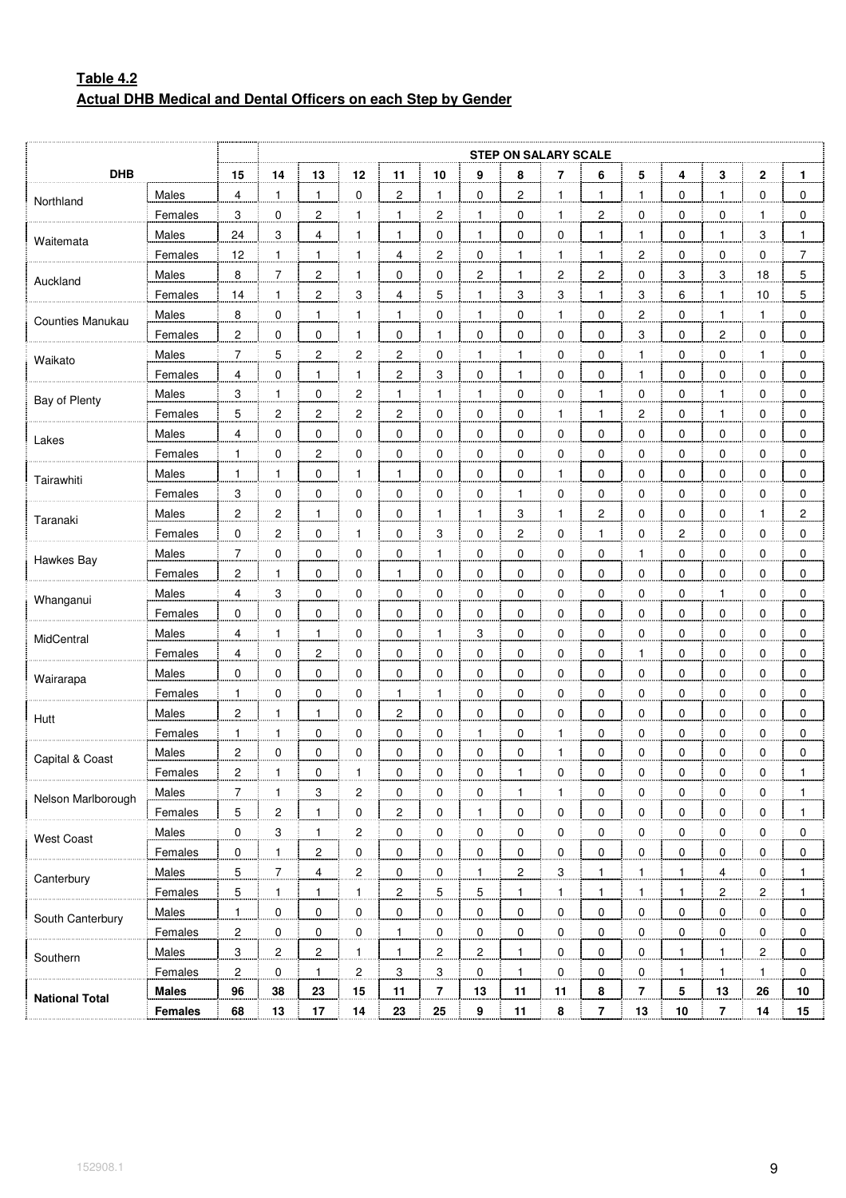**Table 4.2**
**Actual DHB Medical and Dental Officers on each Step by Gender**

| DHB | | STEP ON SALARY SCALE | | | | | | | | | | | | | | |
|---|---|---|---|---|---|---|---|---|---|---|---|---|---|---|---|---|
| | | 15 | 14 | 13 | 12 | 11 | 10 | 9 | 8 | 7 | 6 | 5 | 4 | 3 | 2 | 1 |
| Northland | Males | 4 | 1 | 1 | 0 | 2 | 1 | 0 | 2 | 1 | 1 | 1 | 0 | 1 | 0 | 0 |
| | Females | 3 | 0 | 2 | 1 | 1 | 2 | 1 | 0 | 1 | 2 | 0 | 0 | 0 | 1 | 0 |
| Waitemata | Males | 24 | 3 | 4 | 1 | 1 | 0 | 1 | 0 | 0 | 1 | 1 | 0 | 1 | 3 | 1 |
| | Females | 12 | 1 | 1 | 1 | 4 | 2 | 0 | 1 | 1 | 1 | 2 | 0 | 0 | 0 | 7 |
| Auckland | Males | 8 | 7 | 2 | 1 | 0 | 0 | 2 | 1 | 2 | 2 | 0 | 3 | 3 | 18 | 5 |
| | Females | 14 | 1 | 2 | 3 | 4 | 5 | 1 | 3 | 3 | 1 | 3 | 6 | 1 | 10 | 5 |
| Counties Manukau | Males | 8 | 0 | 1 | 1 | 1 | 0 | 1 | 0 | 1 | 0 | 2 | 0 | 1 | 1 | 0 |
| | Females | 2 | 0 | 0 | 1 | 0 | 1 | 0 | 0 | 0 | 0 | 3 | 0 | 2 | 0 | 0 |
| Waikato | Males | 7 | 5 | 2 | 2 | 2 | 0 | 1 | 1 | 0 | 0 | 1 | 0 | 0 | 1 | 0 |
| | Females | 4 | 0 | 1 | 1 | 2 | 3 | 0 | 1 | 0 | 0 | 1 | 0 | 0 | 0 | 0 |
| Bay of Plenty | Males | 3 | 1 | 0 | 2 | 1 | 1 | 1 | 0 | 0 | 1 | 0 | 0 | 1 | 0 | 0 |
| | Females | 5 | 2 | 2 | 2 | 2 | 0 | 0 | 0 | 1 | 1 | 2 | 0 | 1 | 0 | 0 |
| Lakes | Males | 4 | 0 | 0 | 0 | 0 | 0 | 0 | 0 | 0 | 0 | 0 | 0 | 0 | 0 | 0 |
| | Females | 1 | 0 | 2 | 0 | 0 | 0 | 0 | 0 | 0 | 0 | 0 | 0 | 0 | 0 | 0 |
| Tairawhiti | Males | 1 | 1 | 0 | 1 | 1 | 0 | 0 | 0 | 1 | 0 | 0 | 0 | 0 | 0 | 0 |
| | Females | 3 | 0 | 0 | 0 | 0 | 0 | 0 | 1 | 0 | 0 | 0 | 0 | 0 | 0 | 0 |
| Taranaki | Males | 2 | 2 | 1 | 0 | 0 | 1 | 1 | 3 | 1 | 2 | 0 | 0 | 0 | 1 | 2 |
| | Females | 0 | 2 | 0 | 1 | 0 | 3 | 0 | 2 | 0 | 1 | 0 | 2 | 0 | 0 | 0 |
| Hawkes Bay | Males | 7 | 0 | 0 | 0 | 0 | 1 | 0 | 0 | 0 | 0 | 1 | 0 | 0 | 0 | 0 |
| | Females | 2 | 1 | 0 | 0 | 1 | 0 | 0 | 0 | 0 | 0 | 0 | 0 | 0 | 0 | 0 |
| Whanganui | Males | 4 | 3 | 0 | 0 | 0 | 0 | 0 | 0 | 0 | 0 | 0 | 0 | 1 | 0 | 0 |
| | Females | 0 | 0 | 0 | 0 | 0 | 0 | 0 | 0 | 0 | 0 | 0 | 0 | 0 | 0 | 0 |
| MidCentral | Males | 4 | 1 | 1 | 0 | 0 | 1 | 3 | 0 | 0 | 0 | 0 | 0 | 0 | 0 | 0 |
| | Females | 4 | 0 | 2 | 0 | 0 | 0 | 0 | 0 | 0 | 0 | 1 | 0 | 0 | 0 | 0 |
| Wairarapa | Males | 0 | 0 | 0 | 0 | 0 | 0 | 0 | 0 | 0 | 0 | 0 | 0 | 0 | 0 | 0 |
| | Females | 1 | 0 | 0 | 0 | 1 | 1 | 0 | 0 | 0 | 0 | 0 | 0 | 0 | 0 | 0 |
| Hutt | Males | 2 | 1 | 1 | 0 | 2 | 0 | 0 | 0 | 0 | 0 | 0 | 0 | 0 | 0 | 0 |
| | Females | 1 | 1 | 0 | 0 | 0 | 0 | 1 | 0 | 1 | 0 | 0 | 0 | 0 | 0 | 0 |
| Capital & Coast | Males | 2 | 0 | 0 | 0 | 0 | 0 | 0 | 0 | 1 | 0 | 0 | 0 | 0 | 0 | 0 |
| | Females | 2 | 1 | 0 | 1 | 0 | 0 | 0 | 1 | 0 | 0 | 0 | 0 | 0 | 0 | 1 |
| Nelson Marlborough | Males | 7 | 1 | 3 | 2 | 0 | 0 | 0 | 1 | 1 | 0 | 0 | 0 | 0 | 0 | 1 |
| | Females | 5 | 2 | 1 | 0 | 2 | 0 | 1 | 0 | 0 | 0 | 0 | 0 | 0 | 0 | 1 |
| West Coast | Males | 0 | 3 | 1 | 2 | 0 | 0 | 0 | 0 | 0 | 0 | 0 | 0 | 0 | 0 | 0 |
| | Females | 0 | 1 | 2 | 0 | 0 | 0 | 0 | 0 | 0 | 0 | 0 | 0 | 0 | 0 | 0 |
| Canterbury | Males | 5 | 7 | 4 | 2 | 0 | 0 | 1 | 2 | 3 | 1 | 1 | 1 | 4 | 0 | 1 |
| | Females | 5 | 1 | 1 | 1 | 2 | 5 | 5 | 1 | 1 | 1 | 1 | 1 | 2 | 2 | 1 |
| South Canterbury | Males | 1 | 0 | 0 | 0 | 0 | 0 | 0 | 0 | 0 | 0 | 0 | 0 | 0 | 0 | 0 |
| | Females | 2 | 0 | 0 | 0 | 1 | 0 | 0 | 0 | 0 | 0 | 0 | 0 | 0 | 0 | 0 |
| Southern | Males | 3 | 2 | 2 | 1 | 1 | 2 | 2 | 1 | 0 | 0 | 0 | 1 | 1 | 2 | 0 |
| | Females | 2 | 0 | 1 | 2 | 3 | 3 | 0 | 1 | 0 | 0 | 0 | 1 | 1 | 1 | 0 |
| **National Total** | **Males** | **96** | **38** | **23** | **15** | **11** | **7** | **13** | **11** | **11** | **8** | **7** | **5** | **13** | **26** | **10** |
| | **Females** | **68** | **13** | **17** | **14** | **23** | **25** | **9** | **11** | **8** | **7** | **13** | **10** | **7** | **14** | **15** |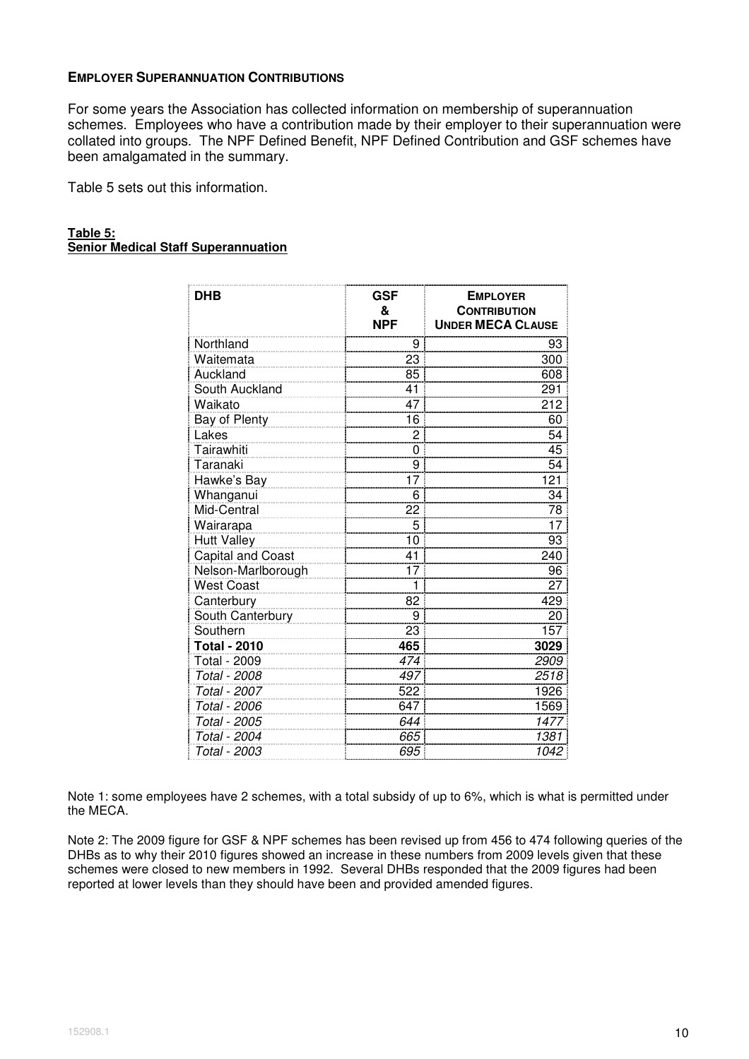**EMPLOYER SUPERANNUATION CONTRIBUTIONS**

For some years the Association has collected information on membership of superannuation schemes. Employees who have a contribution made by their employer to their superannuation were collated into groups. The NPF Defined Benefit, NPF Defined Contribution and GSF schemes have been amalgamated in the summary.

Table 5 sets out this information.

**Table 5:**
**Senior Medical Staff Superannuation**

| DHB | GSF & NPF | EMPLOYER CONTRIBUTION UNDER MECA CLAUSE |
|---|---|---|
| Northland | 9 | 93 |
| Waitemata | 23 | 300 |
| Auckland | 85 | 608 |
| South Auckland | 41 | 291 |
| Waikato | 47 | 212 |
| Bay of Plenty | 16 | 60 |
| Lakes | 2 | 54 |
| Tairawhiti | 0 | 45 |
| Taranaki | 9 | 54 |
| Hawke's Bay | 17 | 121 |
| Whanganui | 6 | 34 |
| Mid-Central | 22 | 78 |
| Wairarapa | 5 | 17 |
| Hutt Valley | 10 | 93 |
| Capital and Coast | 41 | 240 |
| Nelson-Marlborough | 17 | 96 |
| West Coast | 1 | 27 |
| Canterbury | 82 | 429 |
| South Canterbury | 9 | 20 |
| Southern | 23 | 157 |
| **Total - 2010** | **465** | **3029** |
| Total - 2009 | *474* | *2909* |
| *Total - 2008* | *497* | *2518* |
| *Total - 2007* | 522 | 1926 |
| *Total - 2006* | 647 | 1569 |
| *Total - 2005* | *644* | *1477* |
| *Total - 2004* | *665* | *1381* |
| *Total - 2003* | *695* | *1042* |

Note 1: some employees have 2 schemes, with a total subsidy of up to 6%, which is what is permitted under the MECA.

Note 2: The 2009 figure for GSF & NPF schemes has been revised up from 456 to 474 following queries of the DHBs as to why their 2010 figures showed an increase in these numbers from 2009 levels given that these schemes were closed to new members in 1992. Several DHBs responded that the 2009 figures had been reported at lower levels than they should have been and provided amended figures.